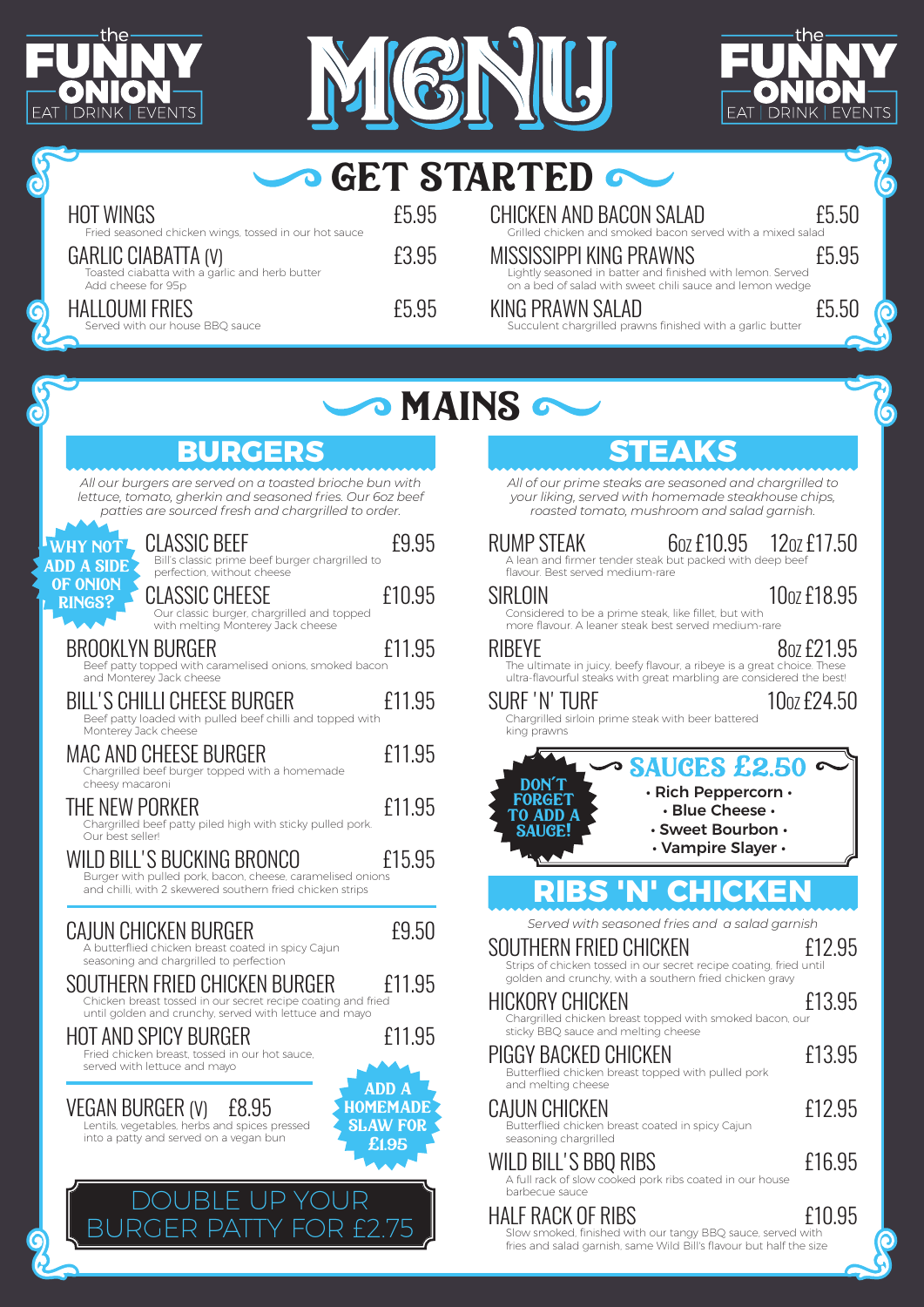the FUNNY ONION — EAT | DRINK | EVENTS

# MENU

## GET STARTED

**HOT WINGS** £5.95
Fried seasoned chicken wings, tossed in our hot sauce

**GARLIC CIABATTA (V)** £3.95
Toasted ciabatta with a garlic and herb butter
Add cheese for 95p

**HALLOUMI FRIES** £5.95
Served with our house BBQ sauce

**CHICKEN AND BACON SALAD** £5.50
Grilled chicken and smoked bacon served with a mixed salad

**MISSISSIPPI KING PRAWNS** £5.95
Lightly seasoned in batter and finished with lemon. Served on a bed of salad with sweet chili sauce and lemon wedge

**KING PRAWN SALAD** £5.50
Succulent chargrilled prawns finished with a garlic butter

## MAINS

### BURGERS

*All our burgers are served on a toasted brioche bun with lettuce, tomato, gherkin and seasoned fries. Our 6oz beef patties are sourced fresh and chargrilled to order.*

**WHY NOT ADD A SIDE OF ONION RINGS?**

**CLASSIC BEEF** £9.95
Bill's classic prime beef burger chargrilled to perfection, without cheese

**CLASSIC CHEESE** £10.95
Our classic burger, chargrilled and topped with melting Monterey Jack cheese

**BROOKLYN BURGER** £11.95
Beef patty topped with caramelised onions, smoked bacon and Monterey Jack cheese

**BILL'S CHILLI CHEESE BURGER** £11.95
Beef patty loaded with pulled beef chilli and topped with Monterey Jack cheese

**MAC AND CHEESE BURGER** £11.95
Chargrilled beef burger topped with a homemade cheesy macaroni

**THE NEW PORKER** £11.95
Chargrilled beef patty piled high with sticky pulled pork. Our best seller!

**WILD BILL'S BUCKING BRONCO** £15.95
Burger with pulled pork, bacon, cheese, caramelised onions and chilli, with 2 skewered southern fried chicken strips

**CAJUN CHICKEN BURGER** £9.50
A butterflied chicken breast coated in spicy Cajun seasoning and chargrilled to perfection

**SOUTHERN FRIED CHICKEN BURGER** £11.95
Chicken breast tossed in our secret recipe coating and fried until golden and crunchy, served with lettuce and mayo

**HOT AND SPICY BURGER** £11.95
Fried chicken breast, tossed in our hot sauce, served with lettuce and mayo

**VEGAN BURGER (V)** £8.95
Lentils, vegetables, herbs and spices pressed into a patty and served on a vegan bun

**ADD A HOMEMADE SLAW FOR £1.95**

**DOUBLE UP YOUR BURGER PATTY FOR £2.75**

### STEAKS

*All of our prime steaks are seasoned and chargrilled to your liking, served with homemade steakhouse chips, roasted tomato, mushroom and salad garnish.*

**RUMP STEAK** 6oz £10.95 | 12oz £17.50
A lean and firmer tender steak but packed with deep beef flavour. Best served medium-rare

**SIRLOIN** 10oz £18.95
Considered to be a prime steak, like fillet, but with more flavour. A leaner steak best served medium-rare

**RIBEYE** 8oz £21.95
The ultimate in juicy, beefy flavour, a ribeye is a great choice. These ultra-flavourful steaks with great marbling are considered the best!

**SURF 'N' TURF** 10oz £24.50
Chargrilled sirloin prime steak with beer battered king prawns

**DON'T FORGET TO ADD A SAUCE!**

**SAUCES £2.50**
- Rich Peppercorn
- Blue Cheese
- Sweet Bourbon
- Vampire Slayer

### RIBS 'N' CHICKEN

*Served with seasoned fries and a salad garnish*

**SOUTHERN FRIED CHICKEN** £12.95
Strips of chicken tossed in our secret recipe coating, fried until golden and crunchy, with a southern fried chicken gravy

**HICKORY CHICKEN** £13.95
Chargrilled chicken breast topped with smoked bacon, our sticky BBQ sauce and melting cheese

**PIGGY BACKED CHICKEN** £13.95
Butterflied chicken breast topped with pulled pork and melting cheese

**CAJUN CHICKEN** £12.95
Butterflied chicken breast coated in spicy Cajun seasoning chargrilled

**WILD BILL'S BBQ RIBS** £16.95
A full rack of slow cooked pork ribs coated in our house barbecue sauce

**HALF RACK OF RIBS** £10.95
Slow smoked, finished with our tangy BBQ sauce, served with fries and salad garnish, same Wild Bill's flavour but half the size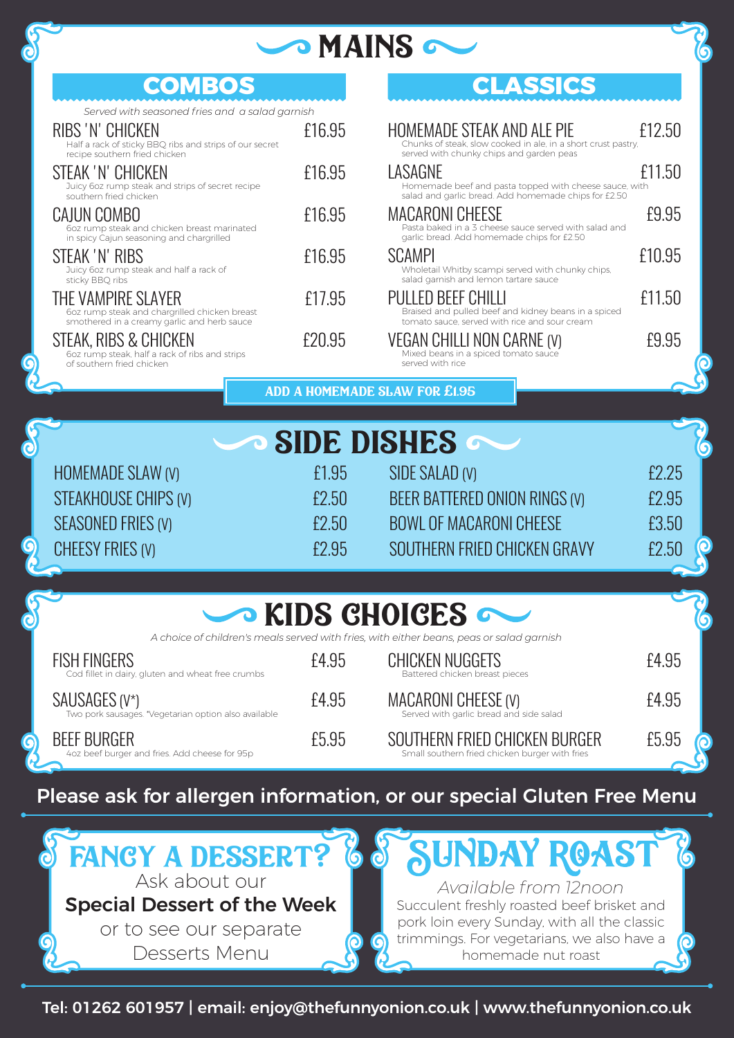# MAINS

## COMBOS

*Served with seasoned fries and a salad garnish*

**RIBS 'N' CHICKEN** — £16.95
Half a rack of sticky BBQ ribs and strips of our secret recipe southern fried chicken

**STEAK 'N' CHICKEN** — £16.95
Juicy 6oz rump steak and strips of secret recipe southern fried chicken

**CAJUN COMBO** — £16.95
6oz rump steak and chicken breast marinated in spicy Cajun seasoning and chargrilled

**STEAK 'N' RIBS** — £16.95
Juicy 6oz rump steak and half a rack of sticky BBQ ribs

**THE VAMPIRE SLAYER** — £17.95
6oz rump steak and chargrilled chicken breast smothered in a creamy garlic and herb sauce

**STEAK, RIBS & CHICKEN** — £20.95
6oz rump steak, half a rack of ribs and strips of southern fried chicken

## CLASSICS

**HOMEMADE STEAK AND ALE PIE** — £12.50
Chunks of steak, slow cooked in ale, in a short crust pastry, served with chunky chips and garden peas

**LASAGNE** — £11.50
Homemade beef and pasta topped with cheese sauce, with salad and garlic bread. Add homemade chips for £2.50

**MACARONI CHEESE** — £9.95
Pasta baked in a 3 cheese sauce served with salad and garlic bread. Add homemade chips for £2.50

**SCAMPI** — £10.95
Wholetail Whitby scampi served with chunky chips, salad garnish and lemon tartare sauce

**PULLED BEEF CHILLI** — £11.50
Braised and pulled beef and kidney beans in a spiced tomato sauce, served with rice and sour cream

**VEGAN CHILLI NON CARNE (V)** — £9.95
Mixed beans in a spiced tomato sauce served with rice

**ADD A HOMEMADE SLAW FOR £1.95**

# SIDE DISHES

| | |
|---|---|
| HOMEMADE SLAW (V) | £1.95 |
| STEAKHOUSE CHIPS (V) | £2.50 |
| SEASONED FRIES (V) | £2.50 |
| CHEESY FRIES (V) | £2.95 |
| SIDE SALAD (V) | £2.25 |
| BEER BATTERED ONION RINGS (V) | £2.95 |
| BOWL OF MACARONI CHEESE | £3.50 |
| SOUTHERN FRIED CHICKEN GRAVY | £2.50 |

# KIDS CHOICES

*A choice of children's meals served with fries, with either beans, peas or salad garnish*

**FISH FINGERS** — £4.95
Cod fillet in dairy, gluten and wheat free crumbs

**SAUSAGES (V*)** — £4.95
Two pork sausages. *Vegetarian option also available

**BEEF BURGER** — £5.95
4oz beef burger and fries. Add cheese for 95p

**CHICKEN NUGGETS** — £4.95
Battered chicken breast pieces

**MACARONI CHEESE (V)** — £4.95
Served with garlic bread and side salad

**SOUTHERN FRIED CHICKEN BURGER** — £5.95
Small southern fried chicken burger with fries

Please ask for allergen information, or our special Gluten Free Menu

## FANCY A DESSERT?

Ask about our
**Special Dessert of the Week**
or to see our separate
Desserts Menu

## SUNDAY ROAST

*Available from 12noon*

Succulent freshly roasted beef brisket and pork loin every Sunday, with all the classic trimmings. For vegetarians, we also have a homemade nut roast

Tel: 01262 601957 | email: enjoy@thefunnyonion.co.uk | www.thefunnyonion.co.uk